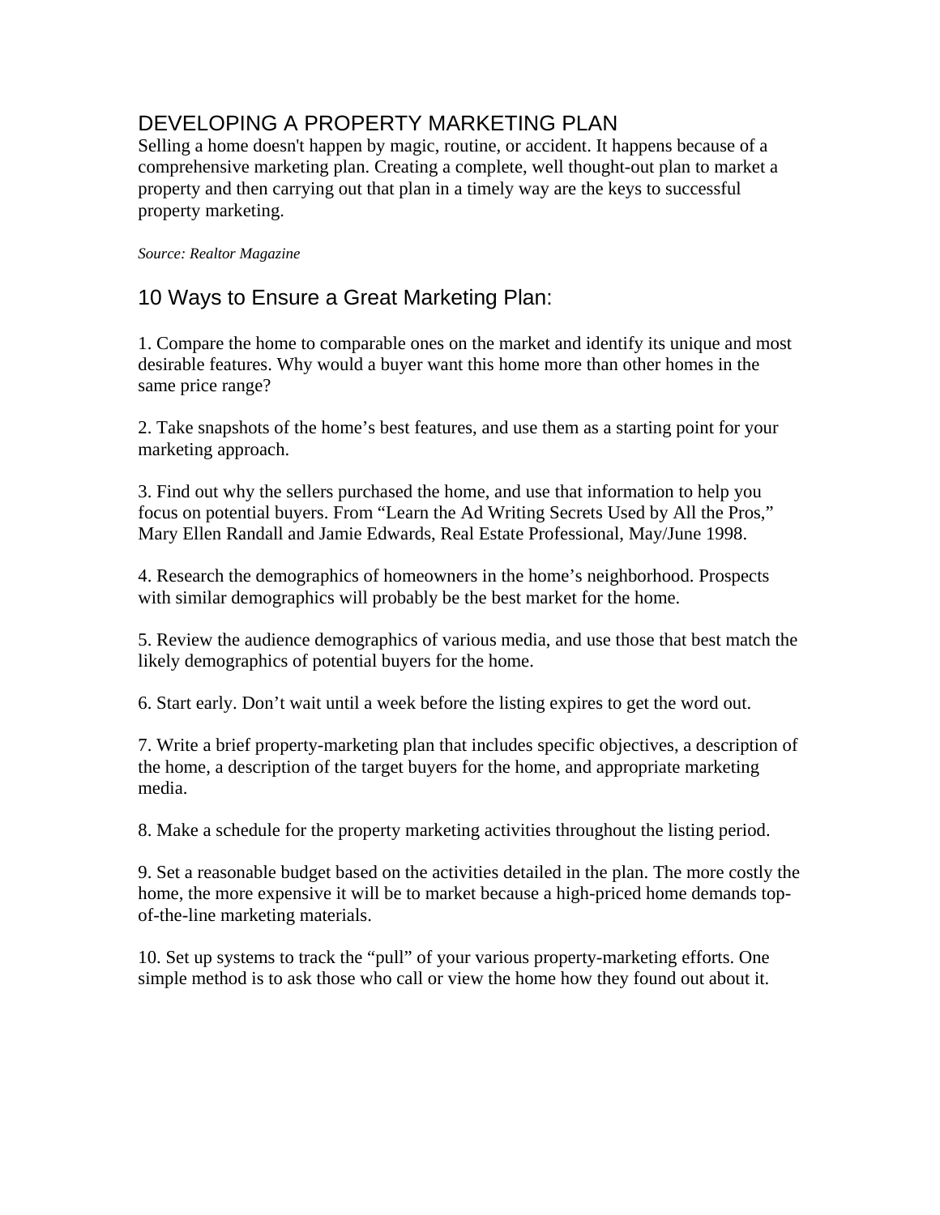# DEVELOPING A PROPERTY MARKETING PLAN

Selling a home doesn't happen by magic, routine, or accident. It happens because of a comprehensive marketing plan. Creating a complete, well thought-out plan to market a property and then carrying out that plan in a timely way are the keys to successful property marketing.

*Source: Realtor Magazine*

## 10 Ways to Ensure a Great Marketing Plan:

1. Compare the home to comparable ones on the market and identify its unique and most desirable features. Why would a buyer want this home more than other homes in the same price range?

2. Take snapshots of the home's best features, and use them as a starting point for your marketing approach.

3. Find out why the sellers purchased the home, and use that information to help you focus on potential buyers. From "Learn the Ad Writing Secrets Used by All the Pros," Mary Ellen Randall and Jamie Edwards, Real Estate Professional, May/June 1998.

4. Research the demographics of homeowners in the home's neighborhood. Prospects with similar demographics will probably be the best market for the home.

5. Review the audience demographics of various media, and use those that best match the likely demographics of potential buyers for the home.

6. Start early. Don't wait until a week before the listing expires to get the word out.

7. Write a brief property-marketing plan that includes specific objectives, a description of the home, a description of the target buyers for the home, and appropriate marketing media.

8. Make a schedule for the property marketing activities throughout the listing period.

9. Set a reasonable budget based on the activities detailed in the plan. The more costly the home, the more expensive it will be to market because a high-priced home demands top-of-the-line marketing materials.

10. Set up systems to track the "pull" of your various property-marketing efforts. One simple method is to ask those who call or view the home how they found out about it.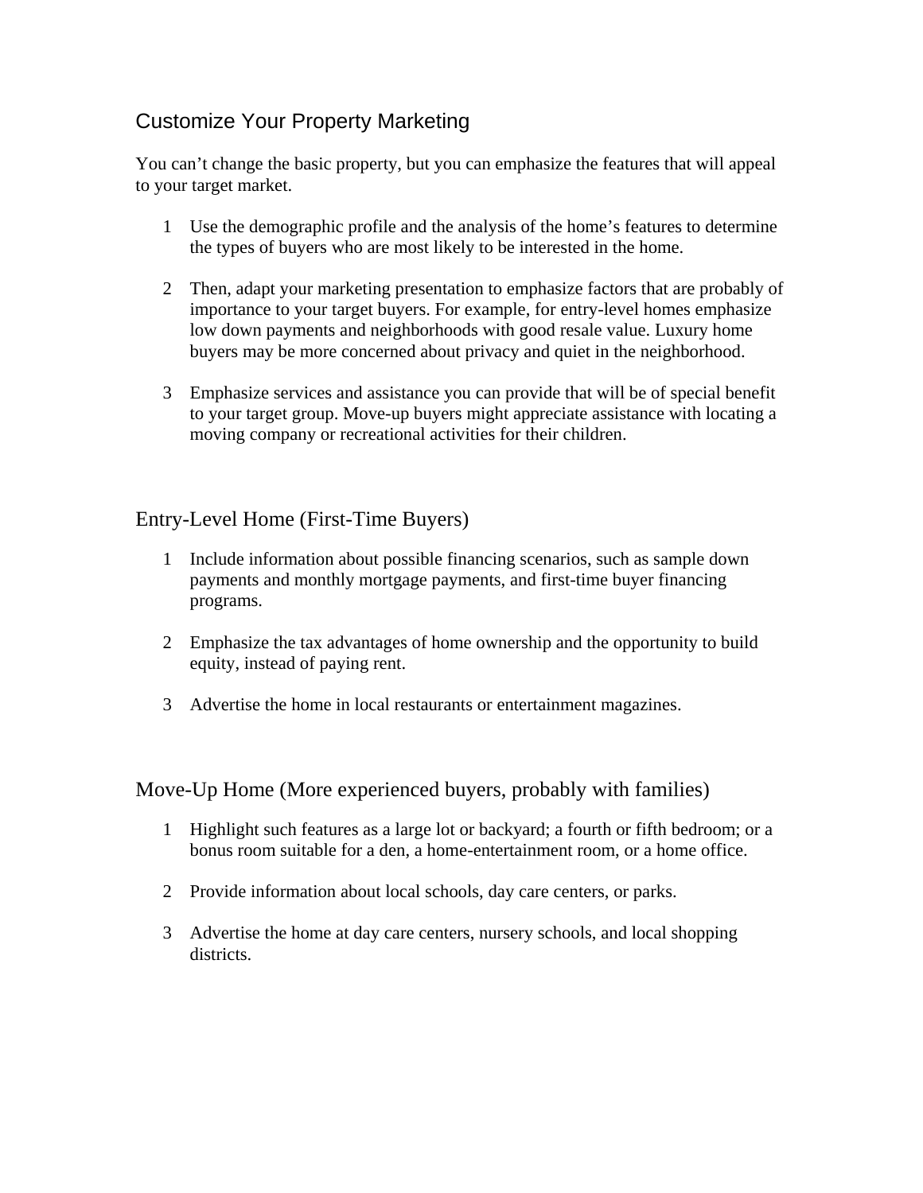## Customize Your Property Marketing

You can’t change the basic property, but you can emphasize the features that will appeal to your target market.

1. Use the demographic profile and the analysis of the home’s features to determine the types of buyers who are most likely to be interested in the home.

2. Then, adapt your marketing presentation to emphasize factors that are probably of importance to your target buyers. For example, for entry-level homes emphasize low down payments and neighborhoods with good resale value. Luxury home buyers may be more concerned about privacy and quiet in the neighborhood.

3. Emphasize services and assistance you can provide that will be of special benefit to your target group. Move-up buyers might appreciate assistance with locating a moving company or recreational activities for their children.

## Entry-Level Home (First-Time Buyers)

1. Include information about possible financing scenarios, such as sample down payments and monthly mortgage payments, and first-time buyer financing programs.

2. Emphasize the tax advantages of home ownership and the opportunity to build equity, instead of paying rent.

3. Advertise the home in local restaurants or entertainment magazines.

## Move-Up Home (More experienced buyers, probably with families)

1. Highlight such features as a large lot or backyard; a fourth or fifth bedroom; or a bonus room suitable for a den, a home-entertainment room, or a home office.

2. Provide information about local schools, day care centers, or parks.

3. Advertise the home at day care centers, nursery schools, and local shopping districts.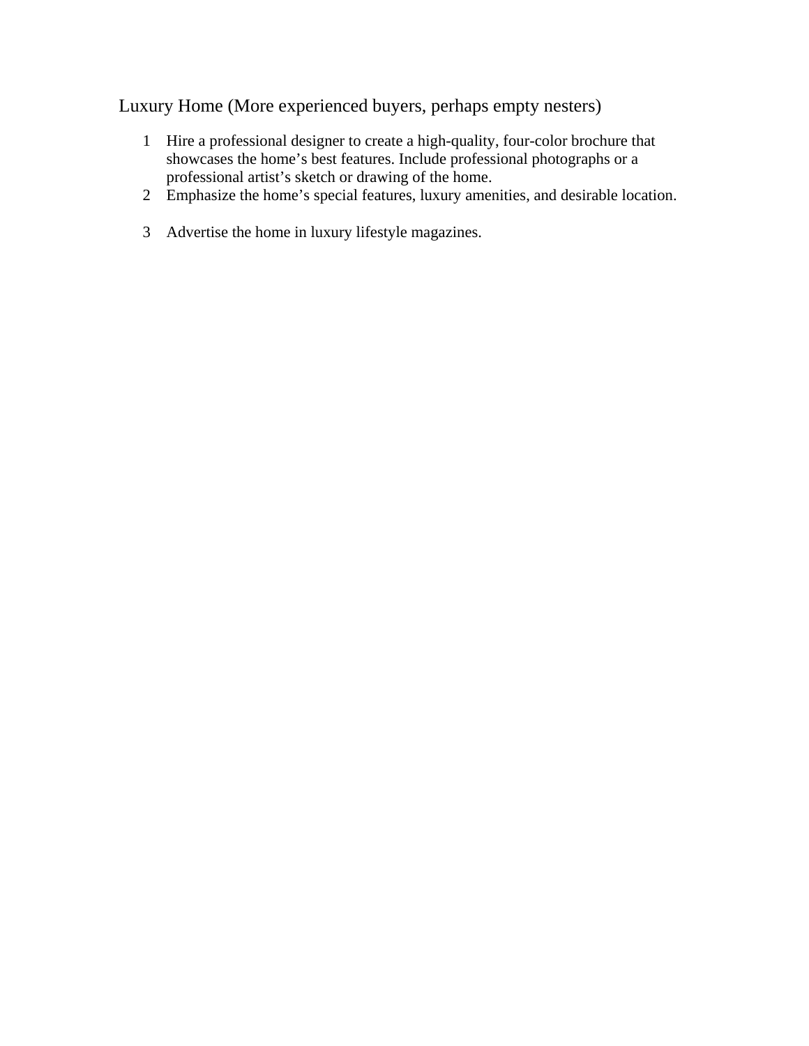## Luxury Home (More experienced buyers, perhaps empty nesters)

1. Hire a professional designer to create a high-quality, four-color brochure that showcases the home's best features. Include professional photographs or a professional artist's sketch or drawing of the home.
2. Emphasize the home's special features, luxury amenities, and desirable location.
3. Advertise the home in luxury lifestyle magazines.